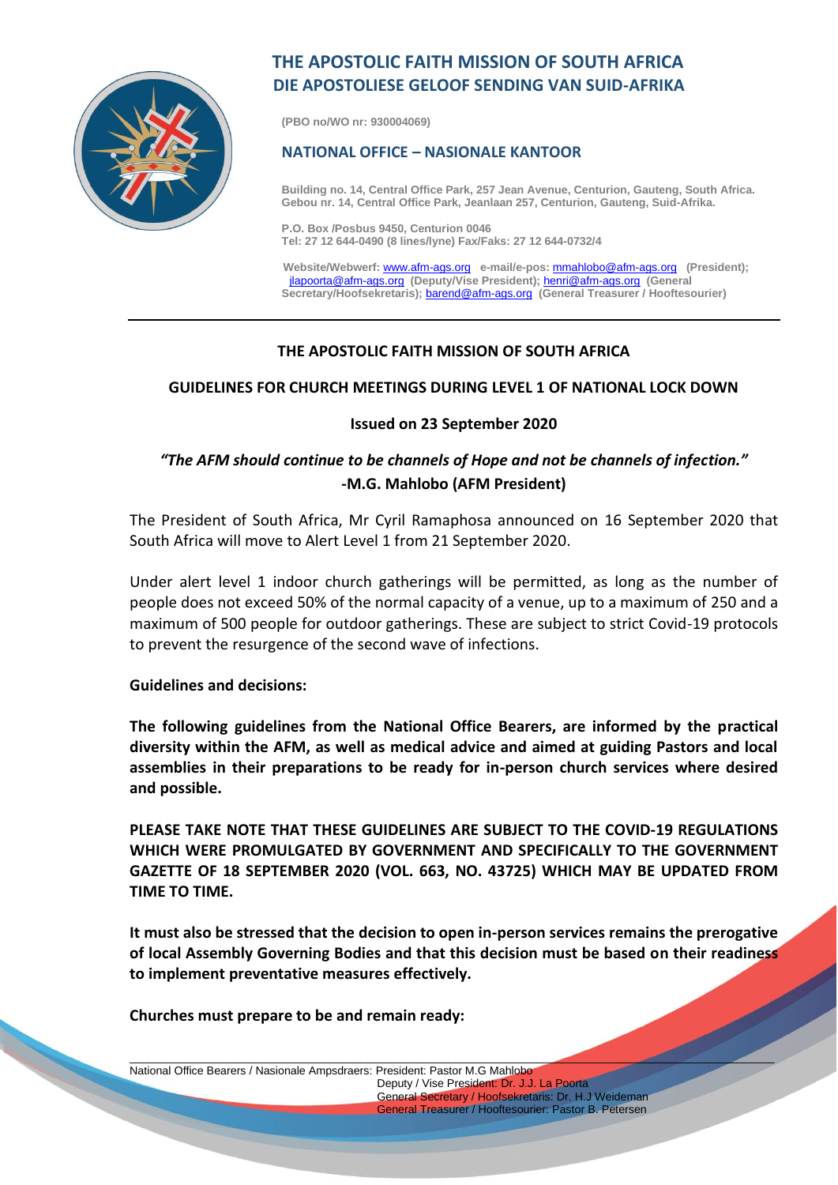# THE APOSTOLIC FAITH MISSION OF SOUTH AFRICA
# DIE APOSTOLIESE GELOOF SENDING VAN SUID-AFRIKA

(PBO no/WO nr: 930004069)

## NATIONAL OFFICE – NASIONALE KANTOOR

Building no. 14, Central Office Park, 257 Jean Avenue, Centurion, Gauteng, South Africa.
Gebou nr. 14, Central Office Park, Jeanlaan 257, Centurion, Gauteng, Suid-Afrika.

P.O. Box /Posbus 9450, Centurion 0046
Tel: 27 12 644-0490 (8 lines/lyne) Fax/Faks: 27 12 644-0732/4

Website/Webwerf: www.afm-ags.org e-mail/e-pos: mmahlobo@afm-ags.org (President); jlapoorta@afm-ags.org (Deputy/Vise President); henri@afm-ags.org (General Secretary/Hoofsekretaris); barend@afm-ags.org (General Treasurer / Hooftesourier)

---

**THE APOSTOLIC FAITH MISSION OF SOUTH AFRICA**

**GUIDELINES FOR CHURCH MEETINGS DURING LEVEL 1 OF NATIONAL LOCK DOWN**

**Issued on 23 September 2020**

***"The AFM should continue to be channels of Hope and not be channels of infection."***
**-M.G. Mahlobo (AFM President)**

The President of South Africa, Mr Cyril Ramaphosa announced on 16 September 2020 that South Africa will move to Alert Level 1 from 21 September 2020.

Under alert level 1 indoor church gatherings will be permitted, as long as the number of people does not exceed 50% of the normal capacity of a venue, up to a maximum of 250 and a maximum of 500 people for outdoor gatherings. These are subject to strict Covid-19 protocols to prevent the resurgence of the second wave of infections.

**Guidelines and decisions:**

**The following guidelines from the National Office Bearers, are informed by the practical diversity within the AFM, as well as medical advice and aimed at guiding Pastors and local assemblies in their preparations to be ready for in-person church services where desired and possible.**

**PLEASE TAKE NOTE THAT THESE GUIDELINES ARE SUBJECT TO THE COVID-19 REGULATIONS WHICH WERE PROMULGATED BY GOVERNMENT AND SPECIFICALLY TO THE GOVERNMENT GAZETTE OF 18 SEPTEMBER 2020 (VOL. 663, NO. 43725) WHICH MAY BE UPDATED FROM TIME TO TIME.**

**It must also be stressed that the decision to open in-person services remains the prerogative of local Assembly Governing Bodies and that this decision must be based on their readiness to implement preventative measures effectively.**

**Churches must prepare to be and remain ready:**

---

National Office Bearers / Nasionale Ampsdraers: President: Pastor M.G Mahlobo
Deputy / Vise President: Dr. J.J. La Poorta
General Secretary / Hoofsekretaris: Dr. H.J Weideman
General Treasurer / Hooftesourier: Pastor B. Petersen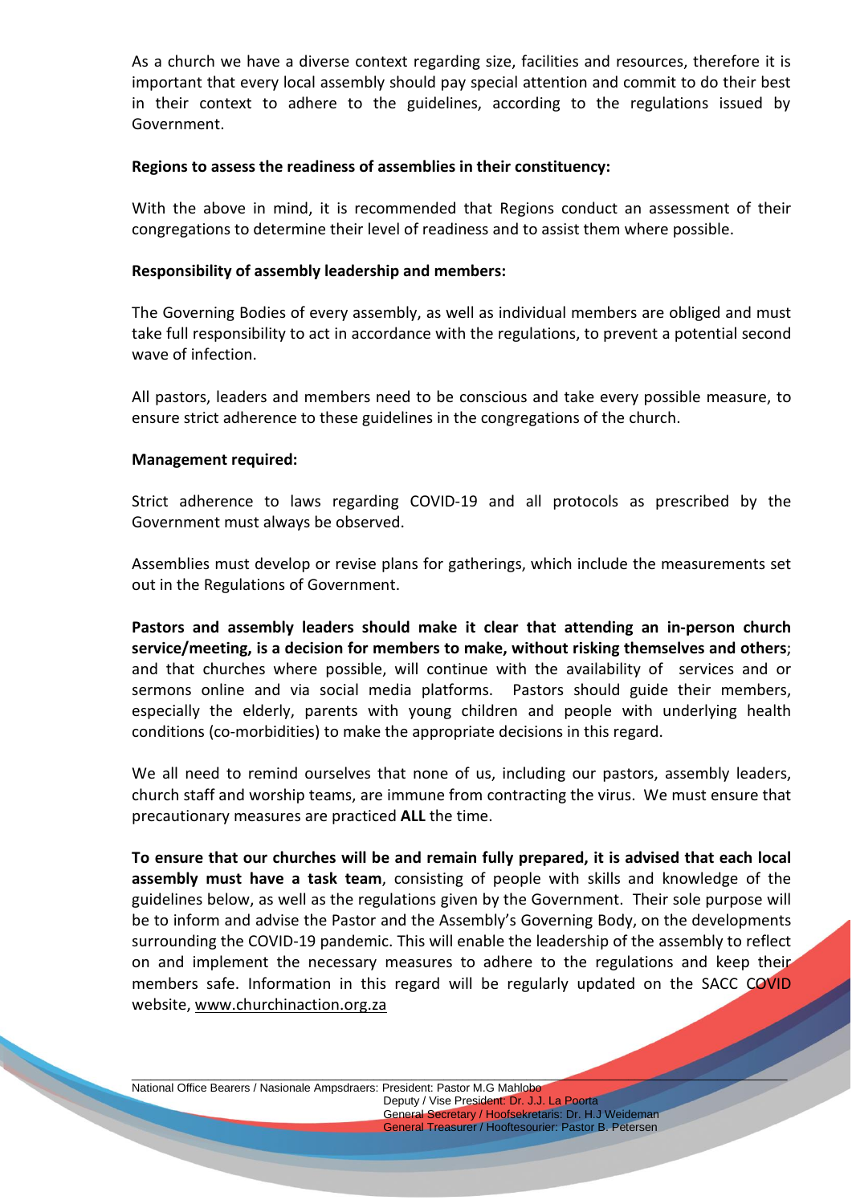As a church we have a diverse context regarding size, facilities and resources, therefore it is important that every local assembly should pay special attention and commit to do their best in their context to adhere to the guidelines, according to the regulations issued by Government.

**Regions to assess the readiness of assemblies in their constituency:**

With the above in mind, it is recommended that Regions conduct an assessment of their congregations to determine their level of readiness and to assist them where possible.

**Responsibility of assembly leadership and members:**

The Governing Bodies of every assembly, as well as individual members are obliged and must take full responsibility to act in accordance with the regulations, to prevent a potential second wave of infection.

All pastors, leaders and members need to be conscious and take every possible measure, to ensure strict adherence to these guidelines in the congregations of the church.

**Management required:**

Strict adherence to laws regarding COVID-19 and all protocols as prescribed by the Government must always be observed.

Assemblies must develop or revise plans for gatherings, which include the measurements set out in the Regulations of Government.

**Pastors and assembly leaders should make it clear that attending an in-person church service/meeting, is a decision for members to make, without risking themselves and others**; and that churches where possible, will continue with the availability of services and or sermons online and via social media platforms. Pastors should guide their members, especially the elderly, parents with young children and people with underlying health conditions (co-morbidities) to make the appropriate decisions in this regard.

We all need to remind ourselves that none of us, including our pastors, assembly leaders, church staff and worship teams, are immune from contracting the virus. We must ensure that precautionary measures are practiced **ALL** the time.

**To ensure that our churches will be and remain fully prepared, it is advised that each local assembly must have a task team**, consisting of people with skills and knowledge of the guidelines below, as well as the regulations given by the Government. Their sole purpose will be to inform and advise the Pastor and the Assembly's Governing Body, on the developments surrounding the COVID-19 pandemic. This will enable the leadership of the assembly to reflect on and implement the necessary measures to adhere to the regulations and keep their members safe. Information in this regard will be regularly updated on the SACC COVID website, www.churchinaction.org.za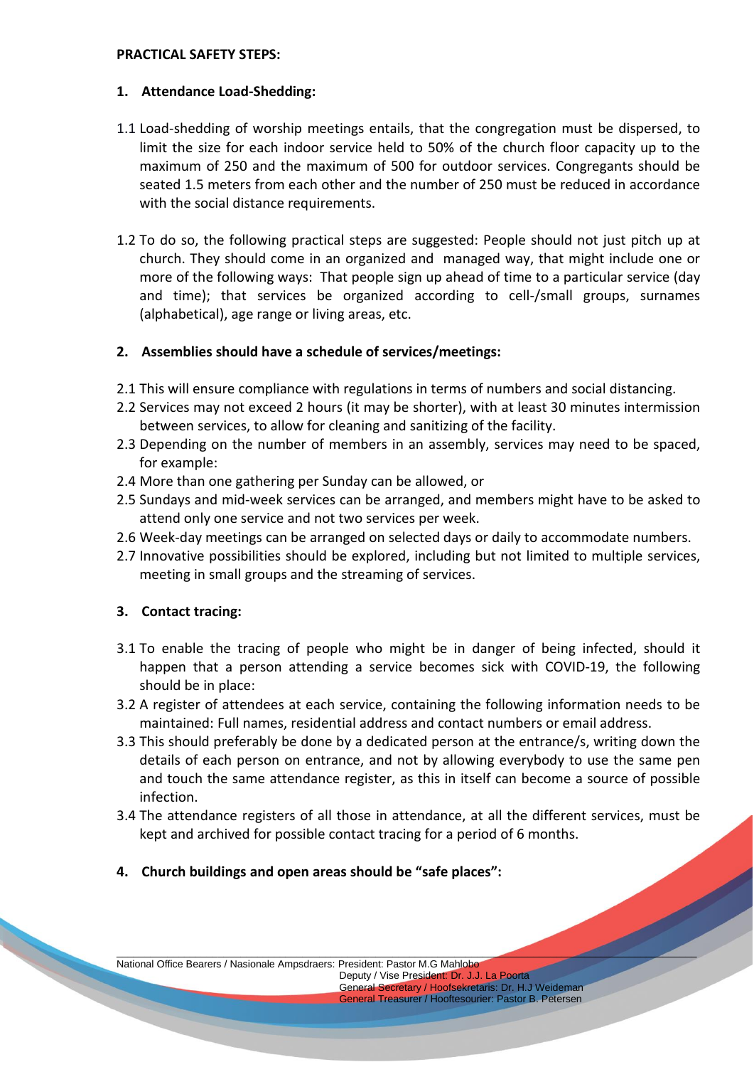**PRACTICAL SAFETY STEPS:**

**1. Attendance Load-Shedding:**

1.1 Load-shedding of worship meetings entails, that the congregation must be dispersed, to limit the size for each indoor service held to 50% of the church floor capacity up to the maximum of 250 and the maximum of 500 for outdoor services. Congregants should be seated 1.5 meters from each other and the number of 250 must be reduced in accordance with the social distance requirements.

1.2 To do so, the following practical steps are suggested: People should not just pitch up at church. They should come in an organized and managed way, that might include one or more of the following ways: That people sign up ahead of time to a particular service (day and time); that services be organized according to cell-/small groups, surnames (alphabetical), age range or living areas, etc.

**2. Assemblies should have a schedule of services/meetings:**

2.1 This will ensure compliance with regulations in terms of numbers and social distancing.

2.2 Services may not exceed 2 hours (it may be shorter), with at least 30 minutes intermission between services, to allow for cleaning and sanitizing of the facility.

2.3 Depending on the number of members in an assembly, services may need to be spaced, for example:

2.4 More than one gathering per Sunday can be allowed, or

2.5 Sundays and mid-week services can be arranged, and members might have to be asked to attend only one service and not two services per week.

2.6 Week-day meetings can be arranged on selected days or daily to accommodate numbers.

2.7 Innovative possibilities should be explored, including but not limited to multiple services, meeting in small groups and the streaming of services.

**3. Contact tracing:**

3.1 To enable the tracing of people who might be in danger of being infected, should it happen that a person attending a service becomes sick with COVID-19, the following should be in place:

3.2 A register of attendees at each service, containing the following information needs to be maintained: Full names, residential address and contact numbers or email address.

3.3 This should preferably be done by a dedicated person at the entrance/s, writing down the details of each person on entrance, and not by allowing everybody to use the same pen and touch the same attendance register, as this in itself can become a source of possible infection.

3.4 The attendance registers of all those in attendance, at all the different services, must be kept and archived for possible contact tracing for a period of 6 months.

**4. Church buildings and open areas should be "safe places":**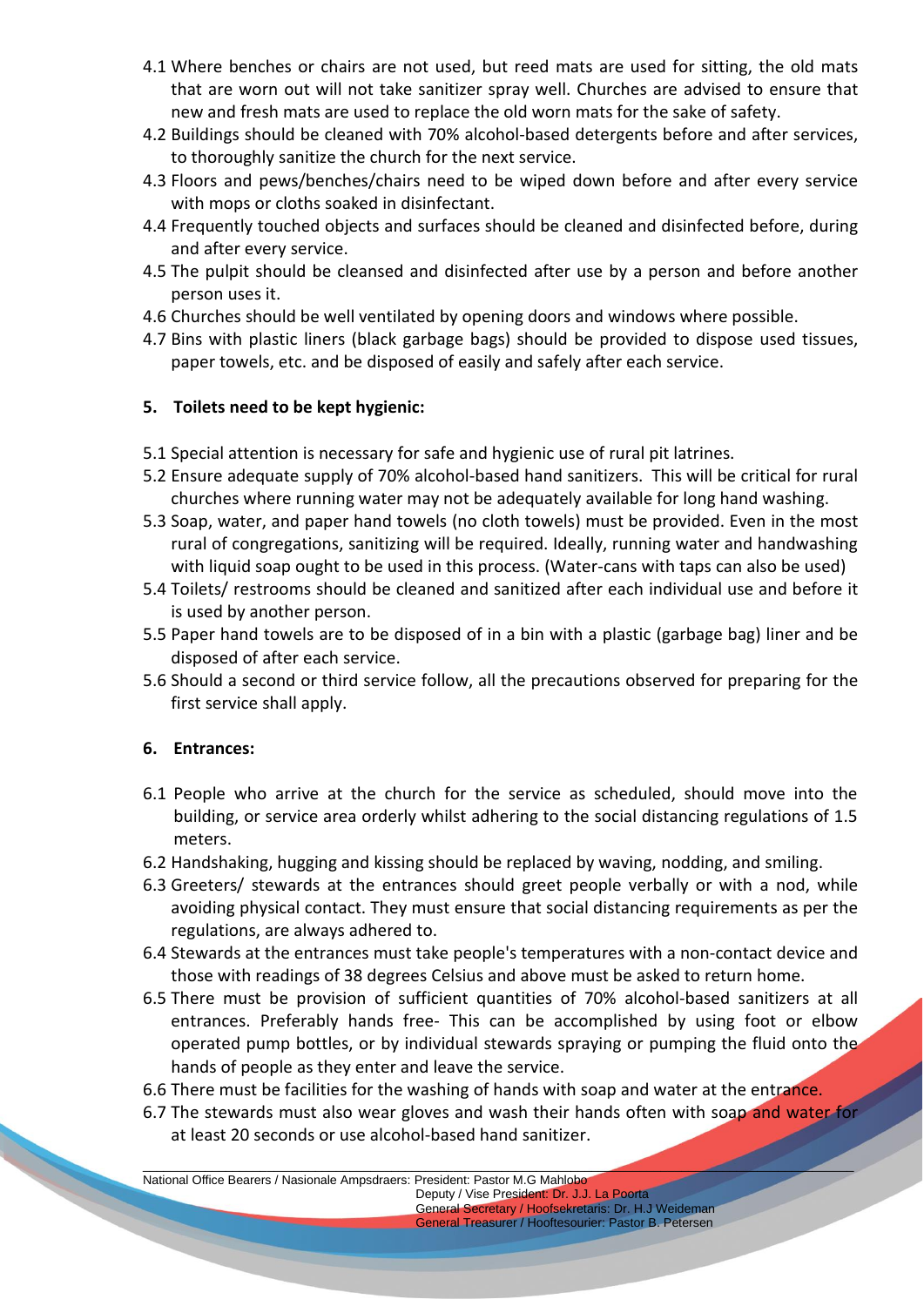4.1 Where benches or chairs are not used, but reed mats are used for sitting, the old mats that are worn out will not take sanitizer spray well. Churches are advised to ensure that new and fresh mats are used to replace the old worn mats for the sake of safety.
4.2 Buildings should be cleaned with 70% alcohol-based detergents before and after services, to thoroughly sanitize the church for the next service.
4.3 Floors and pews/benches/chairs need to be wiped down before and after every service with mops or cloths soaked in disinfectant.
4.4 Frequently touched objects and surfaces should be cleaned and disinfected before, during and after every service.
4.5 The pulpit should be cleansed and disinfected after use by a person and before another person uses it.
4.6 Churches should be well ventilated by opening doors and windows where possible.
4.7 Bins with plastic liners (black garbage bags) should be provided to dispose used tissues, paper towels, etc. and be disposed of easily and safely after each service.

**5. Toilets need to be kept hygienic:**

5.1 Special attention is necessary for safe and hygienic use of rural pit latrines.
5.2 Ensure adequate supply of 70% alcohol-based hand sanitizers. This will be critical for rural churches where running water may not be adequately available for long hand washing.
5.3 Soap, water, and paper hand towels (no cloth towels) must be provided. Even in the most rural of congregations, sanitizing will be required. Ideally, running water and handwashing with liquid soap ought to be used in this process. (Water-cans with taps can also be used)
5.4 Toilets/ restrooms should be cleaned and sanitized after each individual use and before it is used by another person.
5.5 Paper hand towels are to be disposed of in a bin with a plastic (garbage bag) liner and be disposed of after each service.
5.6 Should a second or third service follow, all the precautions observed for preparing for the first service shall apply.

**6. Entrances:**

6.1 People who arrive at the church for the service as scheduled, should move into the building, or service area orderly whilst adhering to the social distancing regulations of 1.5 meters.
6.2 Handshaking, hugging and kissing should be replaced by waving, nodding, and smiling.
6.3 Greeters/ stewards at the entrances should greet people verbally or with a nod, while avoiding physical contact. They must ensure that social distancing requirements as per the regulations, are always adhered to.
6.4 Stewards at the entrances must take people's temperatures with a non-contact device and those with readings of 38 degrees Celsius and above must be asked to return home.
6.5 There must be provision of sufficient quantities of 70% alcohol-based sanitizers at all entrances. Preferably hands free- This can be accomplished by using foot or elbow operated pump bottles, or by individual stewards spraying or pumping the fluid onto the hands of people as they enter and leave the service.
6.6 There must be facilities for the washing of hands with soap and water at the entrance.
6.7 The stewards must also wear gloves and wash their hands often with soap and water for at least 20 seconds or use alcohol-based hand sanitizer.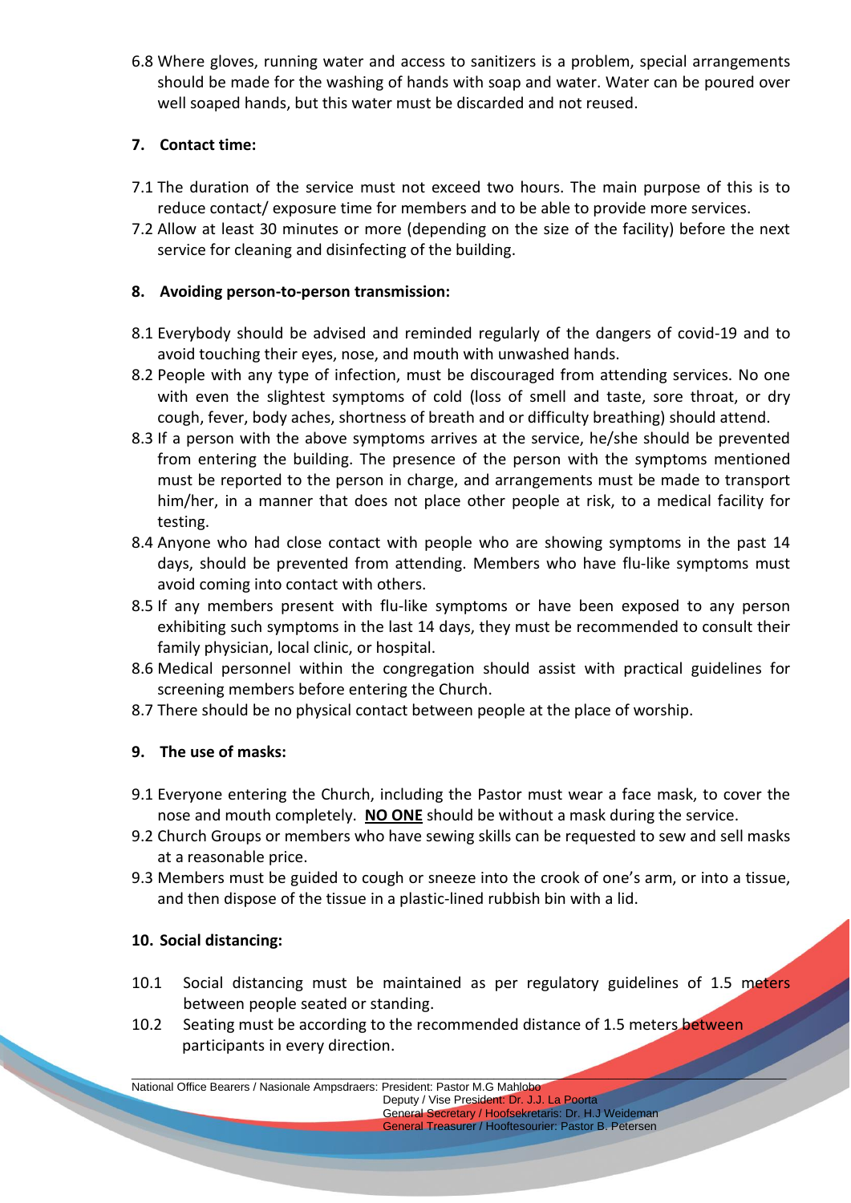6.8 Where gloves, running water and access to sanitizers is a problem, special arrangements should be made for the washing of hands with soap and water. Water can be poured over well soaped hands, but this water must be discarded and not reused.

## 7. Contact time:

7.1 The duration of the service must not exceed two hours. The main purpose of this is to reduce contact/ exposure time for members and to be able to provide more services.

7.2 Allow at least 30 minutes or more (depending on the size of the facility) before the next service for cleaning and disinfecting of the building.

## 8. Avoiding person-to-person transmission:

8.1 Everybody should be advised and reminded regularly of the dangers of covid-19 and to avoid touching their eyes, nose, and mouth with unwashed hands.

8.2 People with any type of infection, must be discouraged from attending services. No one with even the slightest symptoms of cold (loss of smell and taste, sore throat, or dry cough, fever, body aches, shortness of breath and or difficulty breathing) should attend.

8.3 If a person with the above symptoms arrives at the service, he/she should be prevented from entering the building. The presence of the person with the symptoms mentioned must be reported to the person in charge, and arrangements must be made to transport him/her, in a manner that does not place other people at risk, to a medical facility for testing.

8.4 Anyone who had close contact with people who are showing symptoms in the past 14 days, should be prevented from attending. Members who have flu-like symptoms must avoid coming into contact with others.

8.5 If any members present with flu-like symptoms or have been exposed to any person exhibiting such symptoms in the last 14 days, they must be recommended to consult their family physician, local clinic, or hospital.

8.6 Medical personnel within the congregation should assist with practical guidelines for screening members before entering the Church.

8.7 There should be no physical contact between people at the place of worship.

## 9. The use of masks:

9.1 Everyone entering the Church, including the Pastor must wear a face mask, to cover the nose and mouth completely. **<u>NO ONE</u>** should be without a mask during the service.

9.2 Church Groups or members who have sewing skills can be requested to sew and sell masks at a reasonable price.

9.3 Members must be guided to cough or sneeze into the crook of one's arm, or into a tissue, and then dispose of the tissue in a plastic-lined rubbish bin with a lid.

## 10. Social distancing:

10.1 Social distancing must be maintained as per regulatory guidelines of 1.5 meters between people seated or standing.

10.2 Seating must be according to the recommended distance of 1.5 meters between participants in every direction.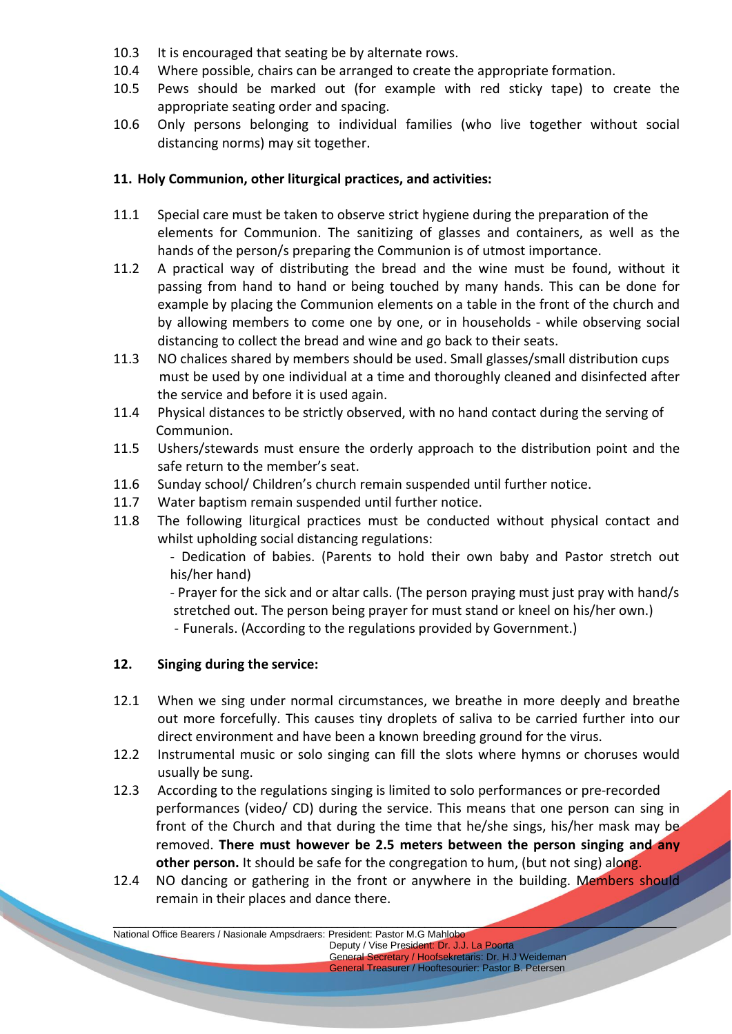10.3 It is encouraged that seating be by alternate rows.

10.4 Where possible, chairs can be arranged to create the appropriate formation.

10.5 Pews should be marked out (for example with red sticky tape) to create the appropriate seating order and spacing.

10.6 Only persons belonging to individual families (who live together without social distancing norms) may sit together.

**11. Holy Communion, other liturgical practices, and activities:**

11.1 Special care must be taken to observe strict hygiene during the preparation of the elements for Communion. The sanitizing of glasses and containers, as well as the hands of the person/s preparing the Communion is of utmost importance.

11.2 A practical way of distributing the bread and the wine must be found, without it passing from hand to hand or being touched by many hands. This can be done for example by placing the Communion elements on a table in the front of the church and by allowing members to come one by one, or in households - while observing social distancing to collect the bread and wine and go back to their seats.

11.3 NO chalices shared by members should be used. Small glasses/small distribution cups must be used by one individual at a time and thoroughly cleaned and disinfected after the service and before it is used again.

11.4 Physical distances to be strictly observed, with no hand contact during the serving of Communion.

11.5 Ushers/stewards must ensure the orderly approach to the distribution point and the safe return to the member's seat.

11.6 Sunday school/ Children's church remain suspended until further notice.

11.7 Water baptism remain suspended until further notice.

11.8 The following liturgical practices must be conducted without physical contact and whilst upholding social distancing regulations:

- Dedication of babies. (Parents to hold their own baby and Pastor stretch out his/her hand)
- Prayer for the sick and or altar calls. (The person praying must just pray with hand/s stretched out. The person being prayer for must stand or kneel on his/her own.)
- Funerals. (According to the regulations provided by Government.)

**12. Singing during the service:**

12.1 When we sing under normal circumstances, we breathe in more deeply and breathe out more forcefully. This causes tiny droplets of saliva to be carried further into our direct environment and have been a known breeding ground for the virus.

12.2 Instrumental music or solo singing can fill the slots where hymns or choruses would usually be sung.

12.3 According to the regulations singing is limited to solo performances or pre-recorded performances (video/ CD) during the service. This means that one person can sing in front of the Church and that during the time that he/she sings, his/her mask may be removed. **There must however be 2.5 meters between the person singing and any other person.** It should be safe for the congregation to hum, (but not sing) along.

12.4 NO dancing or gathering in the front or anywhere in the building. Members should remain in their places and dance there.

National Office Bearers / Nasionale Ampsdraers: President: Pastor M.G Mahlobo
Deputy / Vise President: Dr. J.J. La Poorta
General Secretary / Hoofsekretaris: Dr. H.J Weideman
General Treasurer / Hooftesourier: Pastor B. Petersen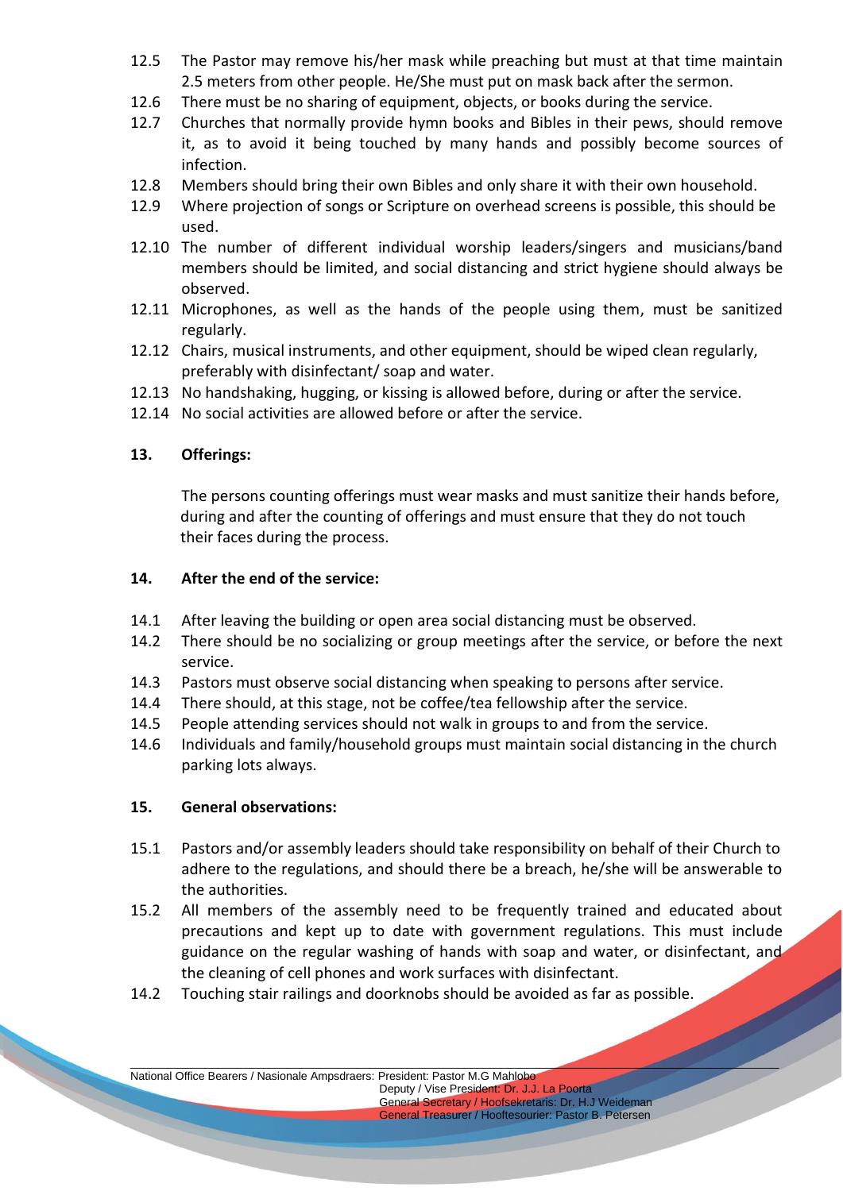12.5 The Pastor may remove his/her mask while preaching but must at that time maintain 2.5 meters from other people. He/She must put on mask back after the sermon.

12.6 There must be no sharing of equipment, objects, or books during the service.

12.7 Churches that normally provide hymn books and Bibles in their pews, should remove it, as to avoid it being touched by many hands and possibly become sources of infection.

12.8 Members should bring their own Bibles and only share it with their own household.

12.9 Where projection of songs or Scripture on overhead screens is possible, this should be used.

12.10 The number of different individual worship leaders/singers and musicians/band members should be limited, and social distancing and strict hygiene should always be observed.

12.11 Microphones, as well as the hands of the people using them, must be sanitized regularly.

12.12 Chairs, musical instruments, and other equipment, should be wiped clean regularly, preferably with disinfectant/ soap and water.

12.13 No handshaking, hugging, or kissing is allowed before, during or after the service.

12.14 No social activities are allowed before or after the service.

**13. Offerings:**

The persons counting offerings must wear masks and must sanitize their hands before, during and after the counting of offerings and must ensure that they do not touch their faces during the process.

**14. After the end of the service:**

14.1 After leaving the building or open area social distancing must be observed.

14.2 There should be no socializing or group meetings after the service, or before the next service.

14.3 Pastors must observe social distancing when speaking to persons after service.

14.4 There should, at this stage, not be coffee/tea fellowship after the service.

14.5 People attending services should not walk in groups to and from the service.

14.6 Individuals and family/household groups must maintain social distancing in the church parking lots always.

**15. General observations:**

15.1 Pastors and/or assembly leaders should take responsibility on behalf of their Church to adhere to the regulations, and should there be a breach, he/she will be answerable to the authorities.

15.2 All members of the assembly need to be frequently trained and educated about precautions and kept up to date with government regulations. This must include guidance on the regular washing of hands with soap and water, or disinfectant, and the cleaning of cell phones and work surfaces with disinfectant.

14.2 Touching stair railings and doorknobs should be avoided as far as possible.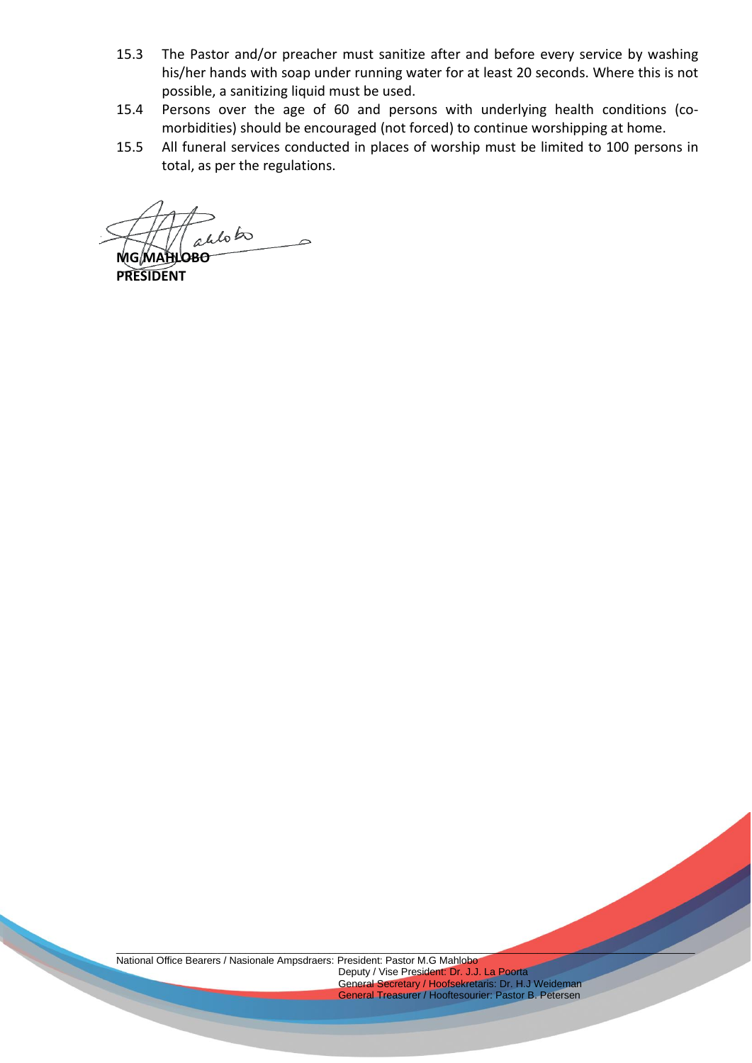15.3 The Pastor and/or preacher must sanitize after and before every service by washing his/her hands with soap under running water for at least 20 seconds. Where this is not possible, a sanitizing liquid must be used.

15.4 Persons over the age of 60 and persons with underlying health conditions (co-morbidities) should be encouraged (not forced) to continue worshipping at home.

15.5 All funeral services conducted in places of worship must be limited to 100 persons in total, as per the regulations.

**MG MAHLOBO**
**PRESIDENT**